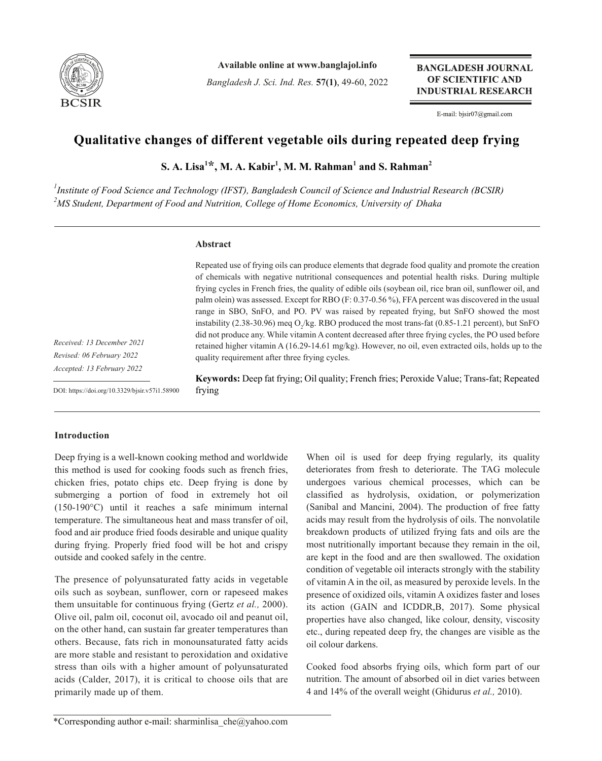# Qualitative changes of different vegetable oils during repeated deep frying

**S. A. Lisa[1]*, M. A. Kabir[1], M. M. Rahman[1] and S. Rahman[2]**

[1] *Institute of Food Science and Technology (IFST), Bangladesh Council of Science and Industrial Research (BCSIR)*
[2] *MS Student, Department of Food and Nutrition, College of Home Economics, University of Dhaka*

*Received: 13 December 2021*
*Revised: 06 February 2022*
*Accepted: 13 February 2022*

DOI: https://doi.org/10.3329/bjsir.v57i1.58900

## Abstract

Repeated use of frying oils can produce elements that degrade food quality and promote the creation of chemicals with negative nutritional consequences and potential health risks. During multiple frying cycles in French fries, the quality of edible oils (soybean oil, rice bran oil, sunflower oil, and palm olein) was assessed. Except for RBO (F: 0.37-0.56 %), FFA percent was discovered in the usual range in SBO, SnFO, and PO. PV was raised by repeated frying, but SnFO showed the most instability (2.38-30.96) meq $O_2$/kg. RBO produced the most trans-fat (0.85-1.21 percent), but SnFO did not produce any. While vitamin A content decreased after three frying cycles, the PO used before retained higher vitamin A (16.29-14.61 mg/kg). However, no oil, even extracted oils, holds up to the quality requirement after three frying cycles.

**Keywords:** Deep fat frying; Oil quality; French fries; Peroxide Value; Trans-fat; Repeated frying

## Introduction

Deep frying is a well-known cooking method and worldwide this method is used for cooking foods such as french fries, chicken fries, potato chips etc. Deep frying is done by submerging a portion of food in extremely hot oil (150-190°C) until it reaches a safe minimum internal temperature. The simultaneous heat and mass transfer of oil, food and air produce fried foods desirable and unique quality during frying. Properly fried food will be hot and crispy outside and cooked safely in the centre.

The presence of polyunsaturated fatty acids in vegetable oils such as soybean, sunflower, corn or rapeseed makes them unsuitable for continuous frying (Gertz *et al.,* 2000). Olive oil, palm oil, coconut oil, avocado oil and peanut oil, on the other hand, can sustain far greater temperatures than others. Because, fats rich in monounsaturated fatty acids are more stable and resistant to peroxidation and oxidative stress than oils with a higher amount of polyunsaturated acids (Calder, 2017), it is critical to choose oils that are primarily made up of them.

When oil is used for deep frying regularly, its quality deteriorates from fresh to deteriorate. The TAG molecule undergoes various chemical processes, which can be classified as hydrolysis, oxidation, or polymerization (Sanibal and Mancini, 2004). The production of free fatty acids may result from the hydrolysis of oils. The nonvolatile breakdown products of utilized frying fats and oils are the most nutritionally important because they remain in the oil, are kept in the food and are then swallowed. The oxidation condition of vegetable oil interacts strongly with the stability of vitamin A in the oil, as measured by peroxide levels. In the presence of oxidized oils, vitamin A oxidizes faster and loses its action (GAIN and ICDDR,B, 2017). Some physical properties have also changed, like colour, density, viscosity etc., during repeated deep fry, the changes are visible as the oil colour darkens.

Cooked food absorbs frying oils, which form part of our nutrition. The amount of absorbed oil in diet varies between 4 and 14% of the overall weight (Ghidurus *et al.,* 2010).

*Corresponding author e-mail: sharminlisa_che@yahoo.com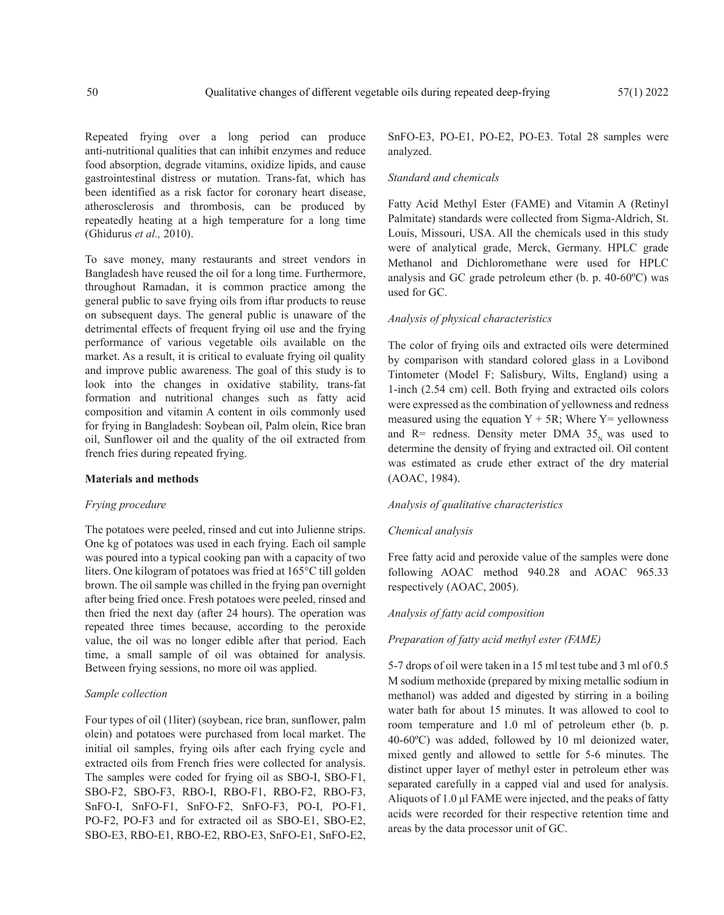Repeated frying over a long period can produce anti-nutritional qualities that can inhibit enzymes and reduce food absorption, degrade vitamins, oxidize lipids, and cause gastrointestinal distress or mutation. Trans-fat, which has been identified as a risk factor for coronary heart disease, atherosclerosis and thrombosis, can be produced by repeatedly heating at a high temperature for a long time (Ghidurus *et al.,* 2010).

To save money, many restaurants and street vendors in Bangladesh have reused the oil for a long time. Furthermore, throughout Ramadan, it is common practice among the general public to save frying oils from iftar products to reuse on subsequent days. The general public is unaware of the detrimental effects of frequent frying oil use and the frying performance of various vegetable oils available on the market. As a result, it is critical to evaluate frying oil quality and improve public awareness. The goal of this study is to look into the changes in oxidative stability, trans-fat formation and nutritional changes such as fatty acid composition and vitamin A content in oils commonly used for frying in Bangladesh: Soybean oil, Palm olein, Rice bran oil, Sunflower oil and the quality of the oil extracted from french fries during repeated frying.

## Materials and methods

### *Frying procedure*

The potatoes were peeled, rinsed and cut into Julienne strips. One kg of potatoes was used in each frying. Each oil sample was poured into a typical cooking pan with a capacity of two liters. One kilogram of potatoes was fried at 165°C till golden brown. The oil sample was chilled in the frying pan overnight after being fried once. Fresh potatoes were peeled, rinsed and then fried the next day (after 24 hours). The operation was repeated three times because, according to the peroxide value, the oil was no longer edible after that period. Each time, a small sample of oil was obtained for analysis. Between frying sessions, no more oil was applied.

### *Sample collection*

Four types of oil (1liter) (soybean, rice bran, sunflower, palm olein) and potatoes were purchased from local market. The initial oil samples, frying oils after each frying cycle and extracted oils from French fries were collected for analysis. The samples were coded for frying oil as SBO-I, SBO-F1, SBO-F2, SBO-F3, RBO-I, RBO-F1, RBO-F2, RBO-F3, SnFO-I, SnFO-F1, SnFO-F2, SnFO-F3, PO-I, PO-F1, PO-F2, PO-F3 and for extracted oil as SBO-E1, SBO-E2, SBO-E3, RBO-E1, RBO-E2, RBO-E3, SnFO-E1, SnFO-E2, SnFO-E3, PO-E1, PO-E2, PO-E3. Total 28 samples were analyzed.

### *Standard and chemicals*

Fatty Acid Methyl Ester (FAME) and Vitamin A (Retinyl Palmitate) standards were collected from Sigma-Aldrich, St. Louis, Missouri, USA. All the chemicals used in this study were of analytical grade, Merck, Germany. HPLC grade Methanol and Dichloromethane were used for HPLC analysis and GC grade petroleum ether (b. p. 40-60ºC) was used for GC.

### *Analysis of physical characteristics*

The color of frying oils and extracted oils were determined by comparison with standard colored glass in a Lovibond Tintometer (Model F; Salisbury, Wilts, England) using a 1-inch (2.54 cm) cell. Both frying and extracted oils colors were expressed as the combination of yellowness and redness measured using the equation $Y + 5R$; Where $Y$= yellowness and $R$= redness. Density meter DMA $35_N$ was used to determine the density of frying and extracted oil. Oil content was estimated as crude ether extract of the dry material (AOAC, 1984).

### *Analysis of qualitative characteristics*

### *Chemical analysis*

Free fatty acid and peroxide value of the samples were done following AOAC method 940.28 and AOAC 965.33 respectively (AOAC, 2005).

### *Analysis of fatty acid composition*

### *Preparation of fatty acid methyl ester (FAME)*

5-7 drops of oil were taken in a 15 ml test tube and 3 ml of 0.5 M sodium methoxide (prepared by mixing metallic sodium in methanol) was added and digested by stirring in a boiling water bath for about 15 minutes. It was allowed to cool to room temperature and 1.0 ml of petroleum ether (b. p. 40-60ºC) was added, followed by 10 ml deionized water, mixed gently and allowed to settle for 5-6 minutes. The distinct upper layer of methyl ester in petroleum ether was separated carefully in a capped vial and used for analysis. Aliquots of 1.0 µl FAME were injected, and the peaks of fatty acids were recorded for their respective retention time and areas by the data processor unit of GC.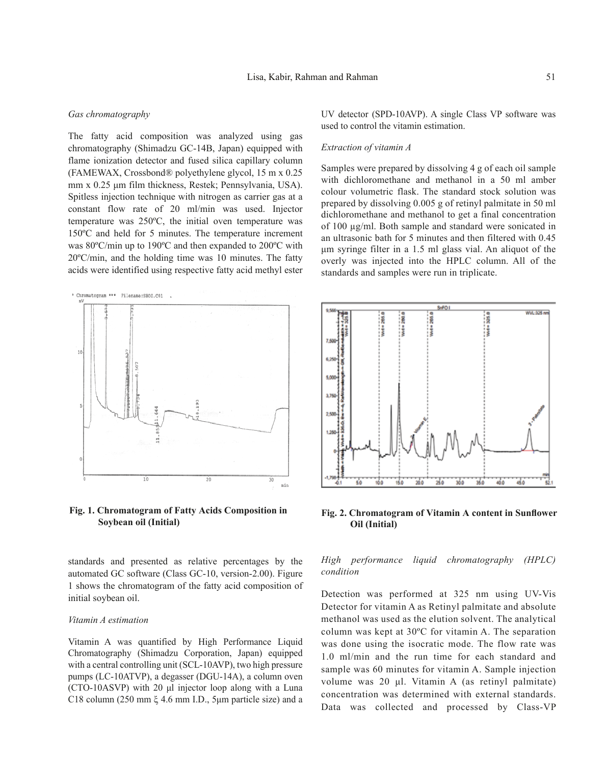*Gas chromatography*

The fatty acid composition was analyzed using gas chromatography (Shimadzu GC-14B, Japan) equipped with flame ionization detector and fused silica capillary column (FAMEWAX, Crossbond® polyethylene glycol, 15 m x 0.25 mm x 0.25 µm film thickness, Restek; Pennsylvania, USA). Spitless injection technique with nitrogen as carrier gas at a constant flow rate of 20 ml/min was used. Injector temperature was 250ºC, the initial oven temperature was 150ºC and held for 5 minutes. The temperature increment was 80ºC/min up to 190ºC and then expanded to 200ºC with 20ºC/min, and the holding time was 10 minutes. The fatty acids were identified using respective fatty acid methyl ester standards and presented as relative percentages by the automated GC software (Class GC-10, version-2.00). Figure 1 shows the chromatogram of the fatty acid composition of initial soybean oil.

**Fig. 1. Chromatogram of Fatty Acids Composition in Soybean oil (Initial)**

*Vitamin A estimation*

Vitamin A was quantified by High Performance Liquid Chromatography (Shimadzu Corporation, Japan) equipped with a central controlling unit (SCL-10AVP), two high pressure pumps (LC-10ATVP), a degasser (DGU-14A), a column oven (CTO-10ASVP) with 20 µl injector loop along with a Luna C18 column (250 mm ξ 4.6 mm I.D., 5µm particle size) and a UV detector (SPD-10AVP). A single Class VP software was used to control the vitamin estimation.

*Extraction of vitamin A*

Samples were prepared by dissolving 4 g of each oil sample with dichloromethane and methanol in a 50 ml amber colour volumetric flask. The standard stock solution was prepared by dissolving 0.005 g of retinyl palmitate in 50 ml dichloromethane and methanol to get a final concentration of 100 µg/ml. Both sample and standard were sonicated in an ultrasonic bath for 5 minutes and then filtered with 0.45 µm syringe filter in a 1.5 ml glass vial. An aliquot of the overly was injected into the HPLC column. All of the standards and samples were run in triplicate.

**Fig. 2. Chromatogram of Vitamin A content in Sunflower Oil (Initial)**

*High performance liquid chromatography (HPLC) condition*

Detection was performed at 325 nm using UV-Vis Detector for vitamin A as Retinyl palmitate and absolute methanol was used as the elution solvent. The analytical column was kept at 30ºC for vitamin A. The separation was done using the isocratic mode. The flow rate was 1.0 ml/min and the run time for each standard and sample was 60 minutes for vitamin A. Sample injection volume was 20 µl. Vitamin A (as retinyl palmitate) concentration was determined with external standards. Data was collected and processed by Class-VP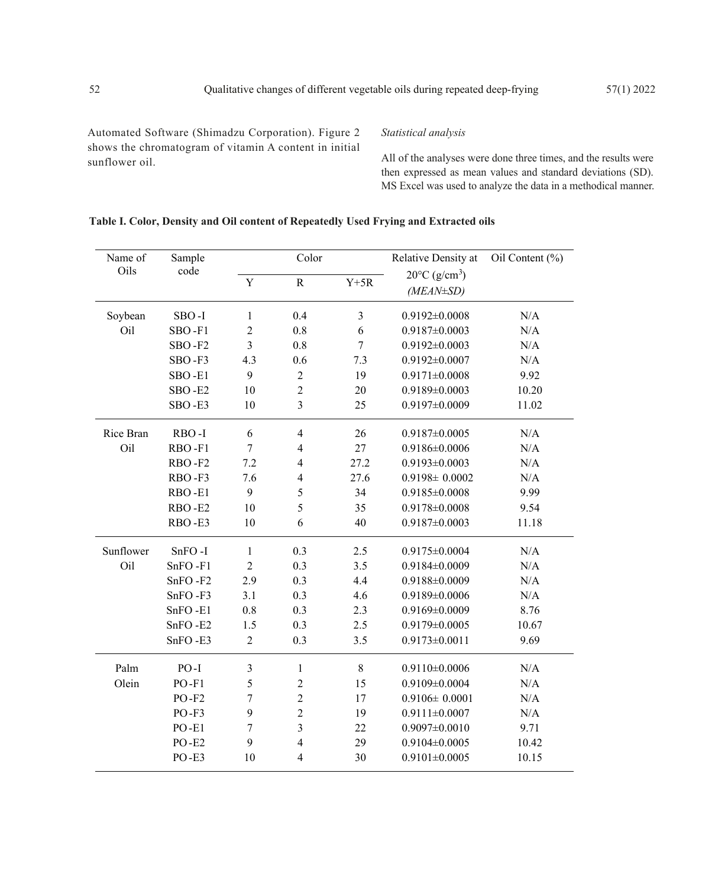Automated Software (Shimadzu Corporation). Figure 2 shows the chromatogram of vitamin A content in initial sunflower oil.

*Statistical analysis*

All of the analyses were done three times, and the results were then expressed as mean values and standard deviations (SD). MS Excel was used to analyze the data in a methodical manner.

**Table I. Color, Density and Oil content of Repeatedly Used Frying and Extracted oils**

| Name of Oils | Sample code | Color | | | Relative Density at 20°C ($g/cm^3$) *(MEAN±SD)* | Oil Content (%) |
|---|---|---|---|---|---|---|
| | | Y | R | Y+5R | | |
| Soybean Oil | SBO -I | 1 | 0.4 | 3 | 0.9192±0.0008 | N/A |
| | SBO -F1 | 2 | 0.8 | 6 | 0.9187±0.0003 | N/A |
| | SBO -F2 | 3 | 0.8 | 7 | 0.9192±0.0003 | N/A |
| | SBO -F3 | 4.3 | 0.6 | 7.3 | 0.9192±0.0007 | N/A |
| | SBO -E1 | 9 | 2 | 19 | 0.9171±0.0008 | 9.92 |
| | SBO -E2 | 10 | 2 | 20 | 0.9189±0.0003 | 10.20 |
| | SBO -E3 | 10 | 3 | 25 | 0.9197±0.0009 | 11.02 |
| Rice Bran Oil | RBO -I | 6 | 4 | 26 | 0.9187±0.0005 | N/A |
| | RBO -F1 | 7 | 4 | 27 | 0.9186±0.0006 | N/A |
| | RBO -F2 | 7.2 | 4 | 27.2 | 0.9193±0.0003 | N/A |
| | RBO -F3 | 7.6 | 4 | 27.6 | 0.9198± 0.0002 | N/A |
| | RBO -E1 | 9 | 5 | 34 | 0.9185±0.0008 | 9.99 |
| | RBO -E2 | 10 | 5 | 35 | 0.9178±0.0008 | 9.54 |
| | RBO -E3 | 10 | 6 | 40 | 0.9187±0.0003 | 11.18 |
| Sunflower Oil | SnFO -I | 1 | 0.3 | 2.5 | 0.9175±0.0004 | N/A |
| | SnFO -F1 | 2 | 0.3 | 3.5 | 0.9184±0.0009 | N/A |
| | SnFO -F2 | 2.9 | 0.3 | 4.4 | 0.9188±0.0009 | N/A |
| | SnFO -F3 | 3.1 | 0.3 | 4.6 | 0.9189±0.0006 | N/A |
| | SnFO -E1 | 0.8 | 0.3 | 2.3 | 0.9169±0.0009 | 8.76 |
| | SnFO -E2 | 1.5 | 0.3 | 2.5 | 0.9179±0.0005 | 10.67 |
| | SnFO -E3 | 2 | 0.3 | 3.5 | 0.9173±0.0011 | 9.69 |
| Palm Olein | PO -I | 3 | 1 | 8 | 0.9110±0.0006 | N/A |
| | PO -F1 | 5 | 2 | 15 | 0.9109±0.0004 | N/A |
| | PO -F2 | 7 | 2 | 17 | 0.9106± 0.0001 | N/A |
| | PO -F3 | 9 | 2 | 19 | 0.9111±0.0007 | N/A |
| | PO -E1 | 7 | 3 | 22 | 0.9097±0.0010 | 9.71 |
| | PO -E2 | 9 | 4 | 29 | 0.9104±0.0005 | 10.42 |
| | PO -E3 | 10 | 4 | 30 | 0.9101±0.0005 | 10.15 |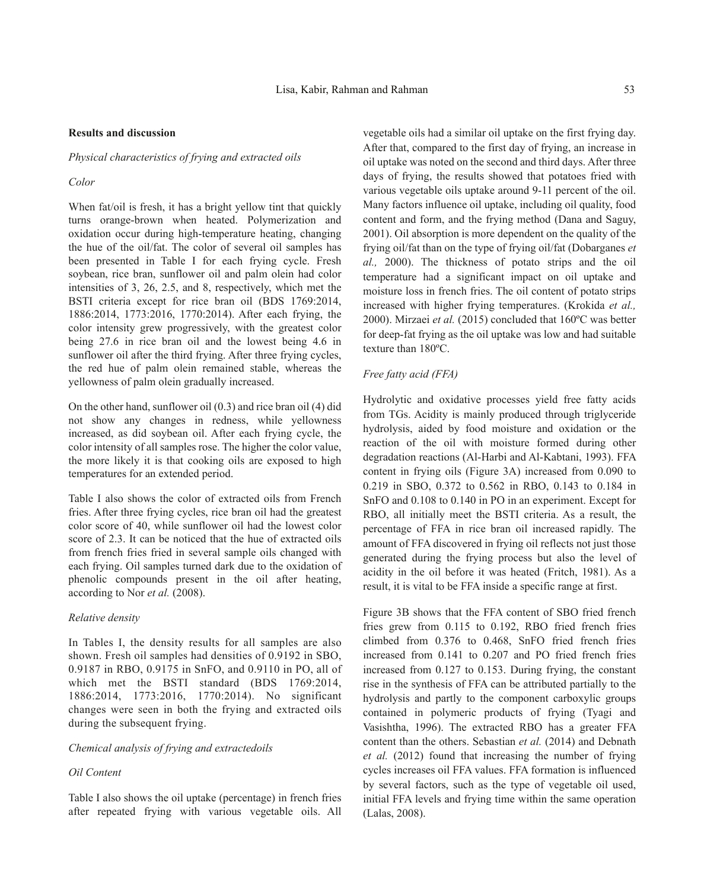## Results and discussion

*Physical characteristics of frying and extracted oils*

*Color*

When fat/oil is fresh, it has a bright yellow tint that quickly turns orange-brown when heated. Polymerization and oxidation occur during high-temperature heating, changing the hue of the oil/fat. The color of several oil samples has been presented in Table I for each frying cycle. Fresh soybean, rice bran, sunflower oil and palm olein had color intensities of 3, 26, 2.5, and 8, respectively, which met the BSTI criteria except for rice bran oil (BDS 1769:2014, 1886:2014, 1773:2016, 1770:2014). After each frying, the color intensity grew progressively, with the greatest color being 27.6 in rice bran oil and the lowest being 4.6 in sunflower oil after the third frying. After three frying cycles, the red hue of palm olein remained stable, whereas the yellowness of palm olein gradually increased.

On the other hand, sunflower oil (0.3) and rice bran oil (4) did not show any changes in redness, while yellowness increased, as did soybean oil. After each frying cycle, the color intensity of all samples rose. The higher the color value, the more likely it is that cooking oils are exposed to high temperatures for an extended period.

Table I also shows the color of extracted oils from French fries. After three frying cycles, rice bran oil had the greatest color score of 40, while sunflower oil had the lowest color score of 2.3. It can be noticed that the hue of extracted oils from french fries fried in several sample oils changed with each frying. Oil samples turned dark due to the oxidation of phenolic compounds present in the oil after heating, according to Nor *et al.* (2008).

*Relative density*

In Tables I, the density results for all samples are also shown. Fresh oil samples had densities of 0.9192 in SBO, 0.9187 in RBO, 0.9175 in SnFO, and 0.9110 in PO, all of which met the BSTI standard (BDS 1769:2014, 1886:2014, 1773:2016, 1770:2014). No significant changes were seen in both the frying and extracted oils during the subsequent frying.

*Chemical analysis of frying and extractedoils*

*Oil Content*

Table I also shows the oil uptake (percentage) in french fries after repeated frying with various vegetable oils. All vegetable oils had a similar oil uptake on the first frying day. After that, compared to the first day of frying, an increase in oil uptake was noted on the second and third days. After three days of frying, the results showed that potatoes fried with various vegetable oils uptake around 9-11 percent of the oil. Many factors influence oil uptake, including oil quality, food content and form, and the frying method (Dana and Saguy, 2001). Oil absorption is more dependent on the quality of the frying oil/fat than on the type of frying oil/fat (Dobarganes *et al.,* 2000). The thickness of potato strips and the oil temperature had a significant impact on oil uptake and moisture loss in french fries. The oil content of potato strips increased with higher frying temperatures. (Krokida *et al.,* 2000). Mirzaei *et al.* (2015) concluded that 160ºC was better for deep-fat frying as the oil uptake was low and had suitable texture than 180ºC.

*Free fatty acid (FFA)*

Hydrolytic and oxidative processes yield free fatty acids from TGs. Acidity is mainly produced through triglyceride hydrolysis, aided by food moisture and oxidation or the reaction of the oil with moisture formed during other degradation reactions (Al-Harbi and Al-Kabtani, 1993). FFA content in frying oils (Figure 3A) increased from 0.090 to 0.219 in SBO, 0.372 to 0.562 in RBO, 0.143 to 0.184 in SnFO and 0.108 to 0.140 in PO in an experiment. Except for RBO, all initially meet the BSTI criteria. As a result, the percentage of FFA in rice bran oil increased rapidly. The amount of FFA discovered in frying oil reflects not just those generated during the frying process but also the level of acidity in the oil before it was heated (Fritch, 1981). As a result, it is vital to be FFA inside a specific range at first.

Figure 3B shows that the FFA content of SBO fried french fries grew from 0.115 to 0.192, RBO fried french fries climbed from 0.376 to 0.468, SnFO fried french fries increased from 0.141 to 0.207 and PO fried french fries increased from 0.127 to 0.153. During frying, the constant rise in the synthesis of FFA can be attributed partially to the hydrolysis and partly to the component carboxylic groups contained in polymeric products of frying (Tyagi and Vasishtha, 1996). The extracted RBO has a greater FFA content than the others. Sebastian *et al.* (2014) and Debnath *et al.* (2012) found that increasing the number of frying cycles increases oil FFA values. FFA formation is influenced by several factors, such as the type of vegetable oil used, initial FFA levels and frying time within the same operation (Lalas, 2008).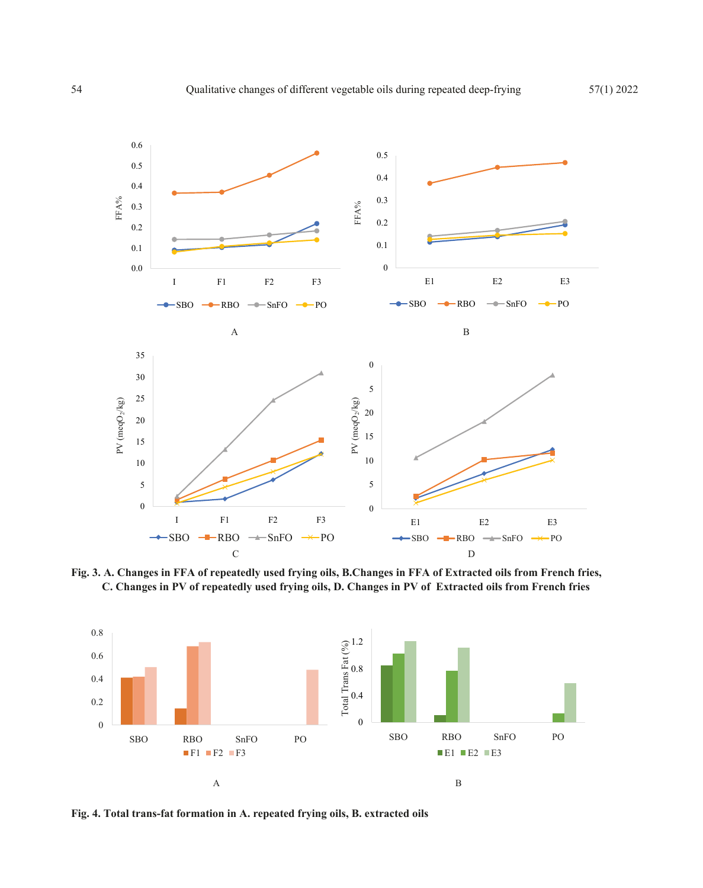**Fig. 3. A. Changes in FFA of repeatedly used frying oils, B.Changes in FFA of Extracted oils from French fries, C. Changes in PV of repeatedly used frying oils, D. Changes in PV of Extracted oils from French fries**

**Fig. 4. Total trans-fat formation in A. repeated frying oils, B. extracted oils**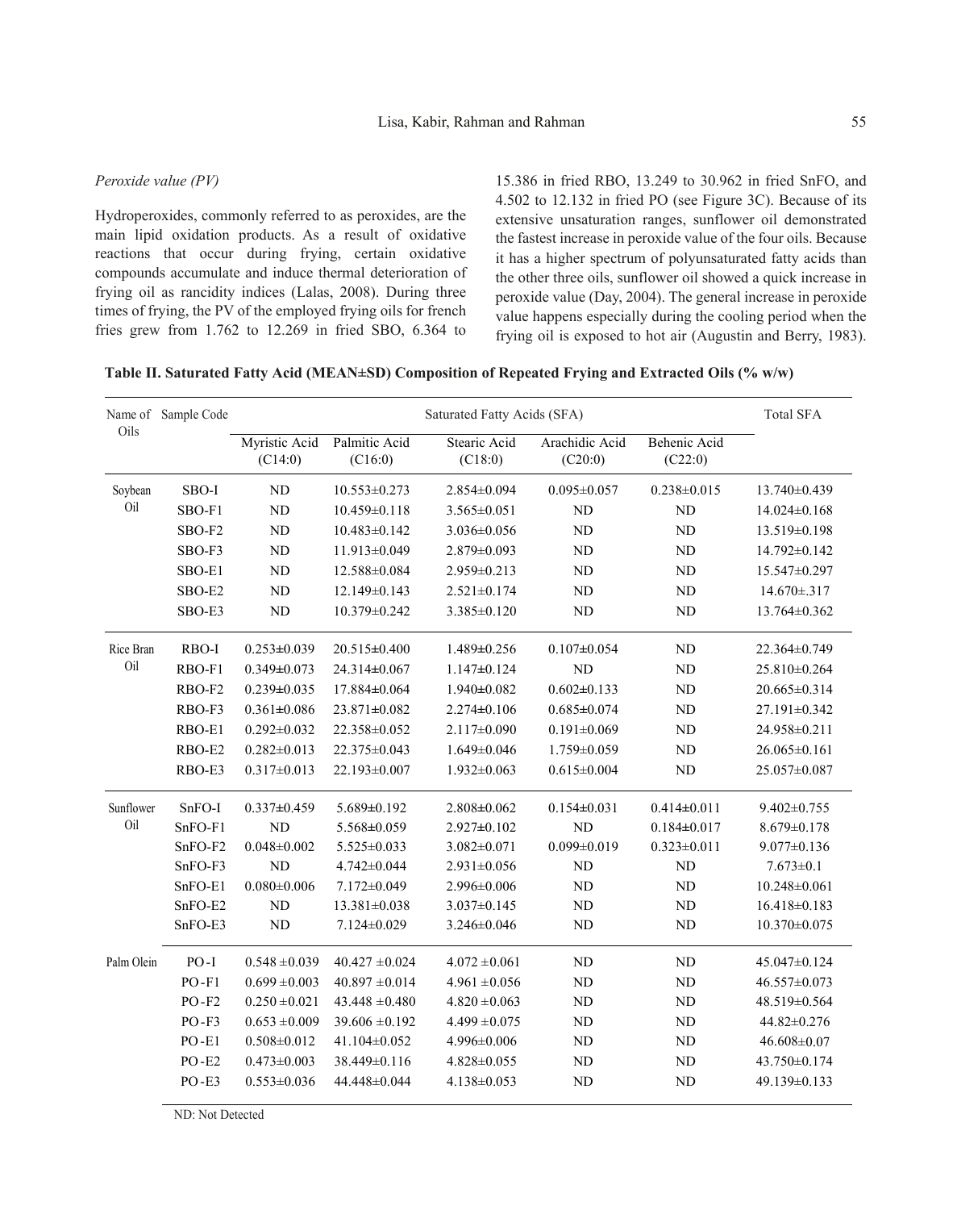*Peroxide value (PV)*

Hydroperoxides, commonly referred to as peroxides, are the main lipid oxidation products. As a result of oxidative reactions that occur during frying, certain oxidative compounds accumulate and induce thermal deterioration of frying oil as rancidity indices (Lalas, 2008). During three times of frying, the PV of the employed frying oils for french fries grew from 1.762 to 12.269 in fried SBO, 6.364 to 15.386 in fried RBO, 13.249 to 30.962 in fried SnFO, and 4.502 to 12.132 in fried PO (see Figure 3C). Because of its extensive unsaturation ranges, sunflower oil demonstrated the fastest increase in peroxide value of the four oils. Because it has a higher spectrum of polyunsaturated fatty acids than the other three oils, sunflower oil showed a quick increase in peroxide value (Day, 2004). The general increase in peroxide value happens especially during the cooling period when the frying oil is exposed to hot air (Augustin and Berry, 1983).

**Table II. Saturated Fatty Acid (MEAN±SD) Composition of Repeated Frying and Extracted Oils (% w/w)**

| Name of Oils | Sample Code | Saturated Fatty Acids (SFA) | | | | | Total SFA |
|---|---|---|---|---|---|---|---|
| | | Myristic Acid (C14:0) | Palmitic Acid (C16:0) | Stearic Acid (C18:0) | Arachidic Acid (C20:0) | Behenic Acid (C22:0) | |
| Soybean Oil | SBO-I | ND | 10.553±0.273 | 2.854±0.094 | 0.095±0.057 | 0.238±0.015 | 13.740±0.439 |
| | SBO-F1 | ND | 10.459±0.118 | 3.565±0.051 | ND | ND | 14.024±0.168 |
| | SBO-F2 | ND | 10.483±0.142 | 3.036±0.056 | ND | ND | 13.519±0.198 |
| | SBO-F3 | ND | 11.913±0.049 | 2.879±0.093 | ND | ND | 14.792±0.142 |
| | SBO-E1 | ND | 12.588±0.084 | 2.959±0.213 | ND | ND | 15.547±0.297 |
| | SBO-E2 | ND | 12.149±0.143 | 2.521±0.174 | ND | ND | 14.670±.317 |
| | SBO-E3 | ND | 10.379±0.242 | 3.385±0.120 | ND | ND | 13.764±0.362 |
| Rice Bran Oil | RBO-I | 0.253±0.039 | 20.515±0.400 | 1.489±0.256 | 0.107±0.054 | ND | 22.364±0.749 |
| | RBO-F1 | 0.349±0.073 | 24.314±0.067 | 1.147±0.124 | ND | ND | 25.810±0.264 |
| | RBO-F2 | 0.239±0.035 | 17.884±0.064 | 1.940±0.082 | 0.602±0.133 | ND | 20.665±0.314 |
| | RBO-F3 | 0.361±0.086 | 23.871±0.082 | 2.274±0.106 | 0.685±0.074 | ND | 27.191±0.342 |
| | RBO-E1 | 0.292±0.032 | 22.358±0.052 | 2.117±0.090 | 0.191±0.069 | ND | 24.958±0.211 |
| | RBO-E2 | 0.282±0.013 | 22.375±0.043 | 1.649±0.046 | 1.759±0.059 | ND | 26.065±0.161 |
| | RBO-E3 | 0.317±0.013 | 22.193±0.007 | 1.932±0.063 | 0.615±0.004 | ND | 25.057±0.087 |
| Sunflower Oil | SnFO-I | 0.337±0.459 | 5.689±0.192 | 2.808±0.062 | 0.154±0.031 | 0.414±0.011 | 9.402±0.755 |
| | SnFO-F1 | ND | 5.568±0.059 | 2.927±0.102 | ND | 0.184±0.017 | 8.679±0.178 |
| | SnFO-F2 | 0.048±0.002 | 5.525±0.033 | 3.082±0.071 | 0.099±0.019 | 0.323±0.011 | 9.077±0.136 |
| | SnFO-F3 | ND | 4.742±0.044 | 2.931±0.056 | ND | ND | 7.673±0.1 |
| | SnFO-E1 | 0.080±0.006 | 7.172±0.049 | 2.996±0.006 | ND | ND | 10.248±0.061 |
| | SnFO-E2 | ND | 13.381±0.038 | 3.037±0.145 | ND | ND | 16.418±0.183 |
| | SnFO-E3 | ND | 7.124±0.029 | 3.246±0.046 | ND | ND | 10.370±0.075 |
| Palm Olein | PO-I | 0.548 ±0.039 | 40.427 ±0.024 | 4.072 ±0.061 | ND | ND | 45.047±0.124 |
| | PO-F1 | 0.699 ±0.003 | 40.897 ±0.014 | 4.961 ±0.056 | ND | ND | 46.557±0.073 |
| | PO-F2 | 0.250 ±0.021 | 43.448 ±0.480 | 4.820 ±0.063 | ND | ND | 48.519±0.564 |
| | PO-F3 | 0.653 ±0.009 | 39.606 ±0.192 | 4.499 ±0.075 | ND | ND | 44.82±0.276 |
| | PO-E1 | 0.508±0.012 | 41.104±0.052 | 4.996±0.006 | ND | ND | 46.608±0.07 |
| | PO-E2 | 0.473±0.003 | 38.449±0.116 | 4.828±0.055 | ND | ND | 43.750±0.174 |
| | PO-E3 | 0.553±0.036 | 44.448±0.044 | 4.138±0.053 | ND | ND | 49.139±0.133 |

ND: Not Detected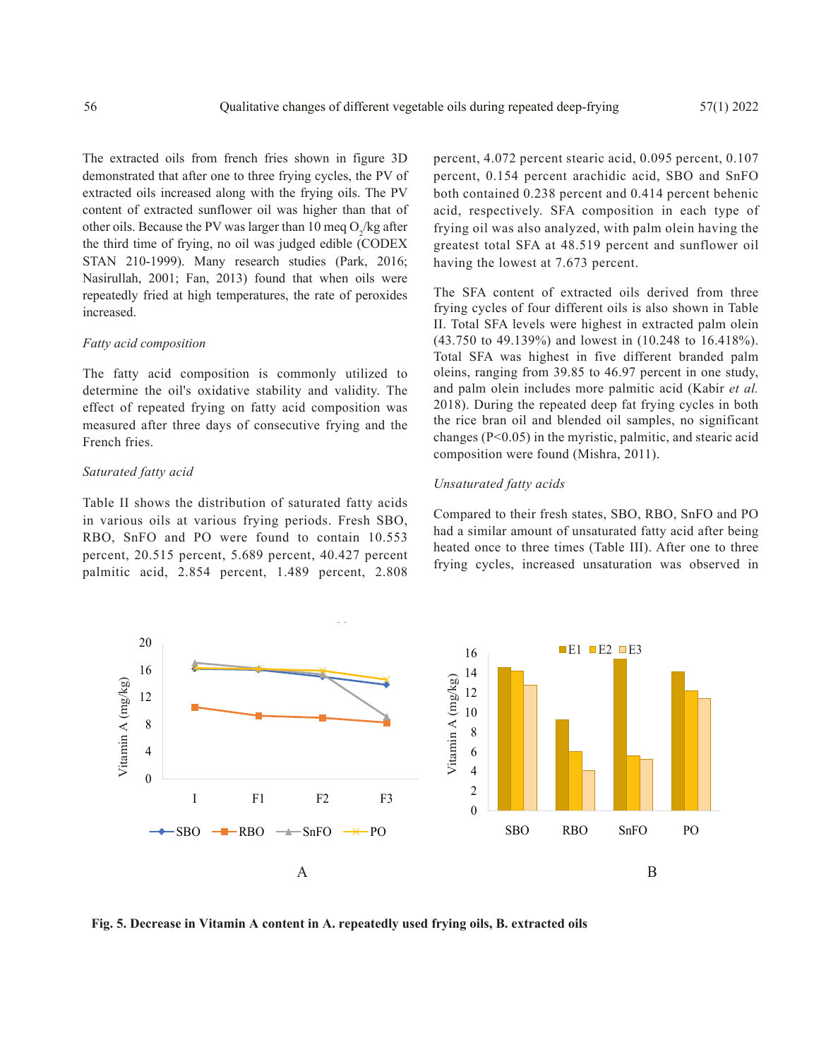The extracted oils from french fries shown in figure 3D demonstrated that after one to three frying cycles, the PV of extracted oils increased along with the frying oils. The PV content of extracted sunflower oil was higher than that of other oils. Because the PV was larger than 10 meq $O_2$/kg after the third time of frying, no oil was judged edible (CODEX STAN 210-1999). Many research studies (Park, 2016; Nasirullah, 2001; Fan, 2013) found that when oils were repeatedly fried at high temperatures, the rate of peroxides increased.

*Fatty acid composition*

The fatty acid composition is commonly utilized to determine the oil's oxidative stability and validity. The effect of repeated frying on fatty acid composition was measured after three days of consecutive frying and the French fries.

*Saturated fatty acid*

Table II shows the distribution of saturated fatty acids in various oils at various frying periods. Fresh SBO, RBO, SnFO and PO were found to contain 10.553 percent, 20.515 percent, 5.689 percent, 40.427 percent palmitic acid, 2.854 percent, 1.489 percent, 2.808 percent, 4.072 percent stearic acid, 0.095 percent, 0.107 percent, 0.154 percent arachidic acid, SBO and SnFO both contained 0.238 percent and 0.414 percent behenic acid, respectively. SFA composition in each type of frying oil was also analyzed, with palm olein having the greatest total SFA at 48.519 percent and sunflower oil having the lowest at 7.673 percent.

The SFA content of extracted oils derived from three frying cycles of four different oils is also shown in Table II. Total SFA levels were highest in extracted palm olein (43.750 to 49.139%) and lowest in (10.248 to 16.418%). Total SFA was highest in five different branded palm oleins, ranging from 39.85 to 46.97 percent in one study, and palm olein includes more palmitic acid (Kabir *et al.* 2018). During the repeated deep fat frying cycles in both the rice bran oil and blended oil samples, no significant changes ($P<0.05$) in the myristic, palmitic, and stearic acid composition were found (Mishra, 2011).

*Unsaturated fatty acids*

Compared to their fresh states, SBO, RBO, SnFO and PO had a similar amount of unsaturated fatty acid after being heated once to three times (Table III). After one to three frying cycles, increased unsaturation was observed in

**Fig. 5. Decrease in Vitamin A content in A. repeatedly used frying oils, B. extracted oils**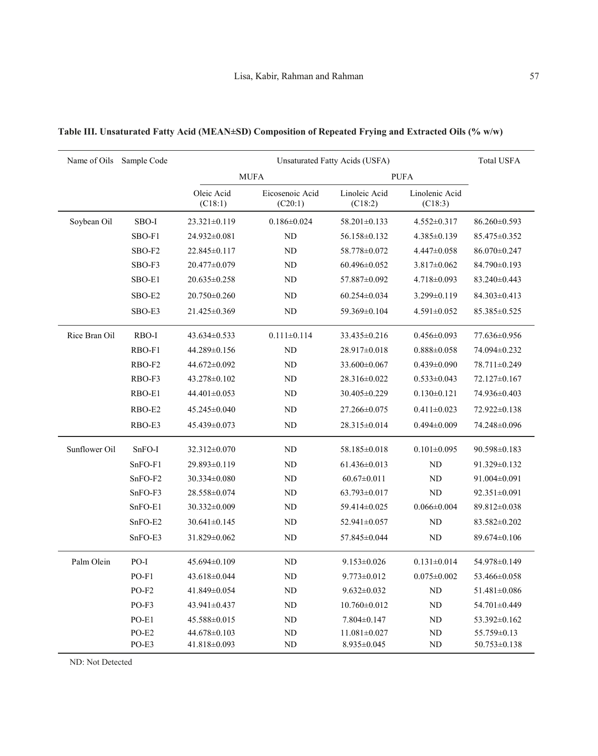**Table III. Unsaturated Fatty Acid (MEAN±SD) Composition of Repeated Frying and Extracted Oils (% w/w)**

| Name of Oils | Sample Code | Unsaturated Fatty Acids (USFA) | | | | Total USFA |
|---|---|---|---|---|---|---|
| | | MUFA | | PUFA | | |
| | | Oleic Acid (C18:1) | Eicosenoic Acid (C20:1) | Linoleic Acid (C18:2) | Linolenic Acid (C18:3) | |
| Soybean Oil | SBO-I | 23.321±0.119 | 0.186±0.024 | 58.201±0.133 | 4.552±0.317 | 86.260±0.593 |
| | SBO-F1 | 24.932±0.081 | ND | 56.158±0.132 | 4.385±0.139 | 85.475±0.352 |
| | SBO-F2 | 22.845±0.117 | ND | 58.778±0.072 | 4.447±0.058 | 86.070±0.247 |
| | SBO-F3 | 20.477±0.079 | ND | 60.496±0.052 | 3.817±0.062 | 84.790±0.193 |
| | SBO-E1 | 20.635±0.258 | ND | 57.887±0.092 | 4.718±0.093 | 83.240±0.443 |
| | SBO-E2 | 20.750±0.260 | ND | 60.254±0.034 | 3.299±0.119 | 84.303±0.413 |
| | SBO-E3 | 21.425±0.369 | ND | 59.369±0.104 | 4.591±0.052 | 85.385±0.525 |
| Rice Bran Oil | RBO-I | 43.634±0.533 | 0.111±0.114 | 33.435±0.216 | 0.456±0.093 | 77.636±0.956 |
| | RBO-F1 | 44.289±0.156 | ND | 28.917±0.018 | 0.888±0.058 | 74.094±0.232 |
| | RBO-F2 | 44.672±0.092 | ND | 33.600±0.067 | 0.439±0.090 | 78.711±0.249 |
| | RBO-F3 | 43.278±0.102 | ND | 28.316±0.022 | 0.533±0.043 | 72.127±0.167 |
| | RBO-E1 | 44.401±0.053 | ND | 30.405±0.229 | 0.130±0.121 | 74.936±0.403 |
| | RBO-E2 | 45.245±0.040 | ND | 27.266±0.075 | 0.411±0.023 | 72.922±0.138 |
| | RBO-E3 | 45.439±0.073 | ND | 28.315±0.014 | 0.494±0.009 | 74.248±0.096 |
| Sunflower Oil | SnFO-I | 32.312±0.070 | ND | 58.185±0.018 | 0.101±0.095 | 90.598±0.183 |
| | SnFO-F1 | 29.893±0.119 | ND | 61.436±0.013 | ND | 91.329±0.132 |
| | SnFO-F2 | 30.334±0.080 | ND | 60.67±0.011 | ND | 91.004±0.091 |
| | SnFO-F3 | 28.558±0.074 | ND | 63.793±0.017 | ND | 92.351±0.091 |
| | SnFO-E1 | 30.332±0.009 | ND | 59.414±0.025 | 0.066±0.004 | 89.812±0.038 |
| | SnFO-E2 | 30.641±0.145 | ND | 52.941±0.057 | ND | 83.582±0.202 |
| | SnFO-E3 | 31.829±0.062 | ND | 57.845±0.044 | ND | 89.674±0.106 |
| Palm Olein | PO-I | 45.694±0.109 | ND | 9.153±0.026 | 0.131±0.014 | 54.978±0.149 |
| | PO-F1 | 43.618±0.044 | ND | 9.773±0.012 | 0.075±0.002 | 53.466±0.058 |
| | PO-F2 | 41.849±0.054 | ND | 9.632±0.032 | ND | 51.481±0.086 |
| | PO-F3 | 43.941±0.437 | ND | 10.760±0.012 | ND | 54.701±0.449 |
| | PO-E1 | 45.588±0.015 | ND | 7.804±0.147 | ND | 53.392±0.162 |
| | PO-E2 | 44.678±0.103 | ND | 11.081±0.027 | ND | 55.759±0.13 |
| | PO-E3 | 41.818±0.093 | ND | 8.935±0.045 | ND | 50.753±0.138 |

ND: Not Detected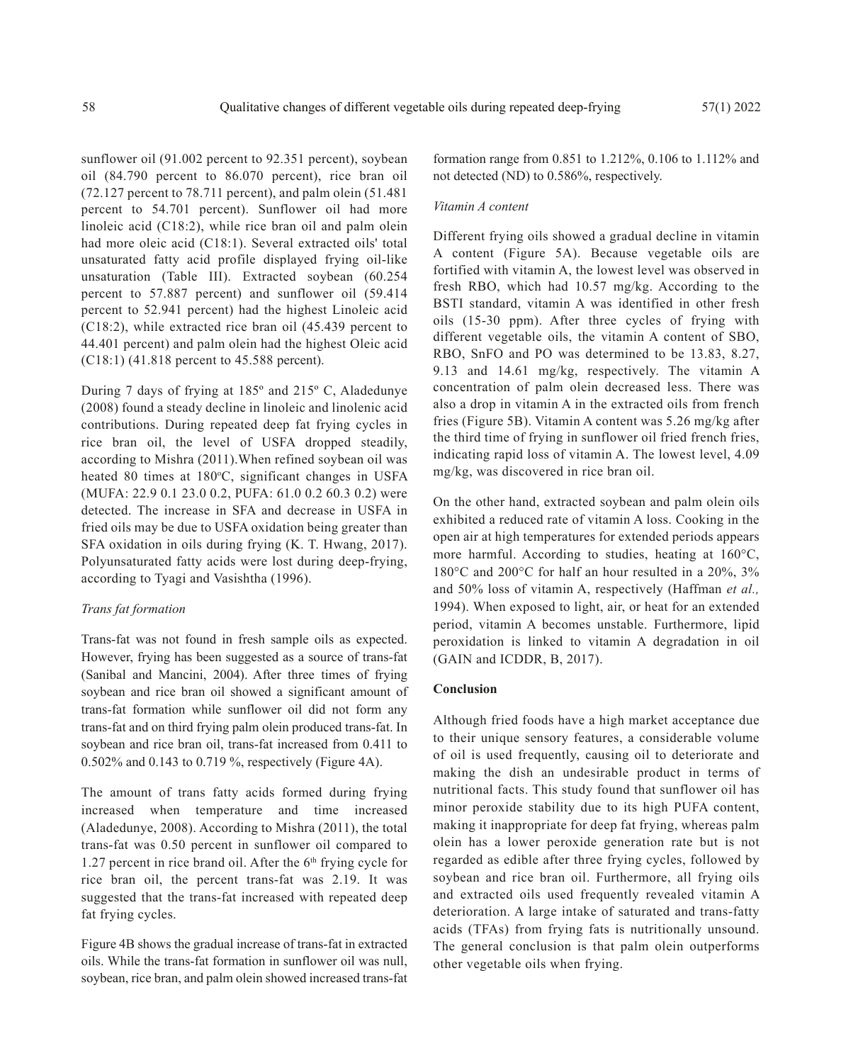sunflower oil (91.002 percent to 92.351 percent), soybean oil (84.790 percent to 86.070 percent), rice bran oil (72.127 percent to 78.711 percent), and palm olein (51.481 percent to 54.701 percent). Sunflower oil had more linoleic acid (C18:2), while rice bran oil and palm olein had more oleic acid (C18:1). Several extracted oils' total unsaturated fatty acid profile displayed frying oil-like unsaturation (Table III). Extracted soybean (60.254 percent to 57.887 percent) and sunflower oil (59.414 percent to 52.941 percent) had the highest Linoleic acid (C18:2), while extracted rice bran oil (45.439 percent to 44.401 percent) and palm olein had the highest Oleic acid (C18:1) (41.818 percent to 45.588 percent).

During 7 days of frying at 185º and 215º C, Aladedunye (2008) found a steady decline in linoleic and linolenic acid contributions. During repeated deep fat frying cycles in rice bran oil, the level of USFA dropped steadily, according to Mishra (2011).When refined soybean oil was heated 80 times at 180ºC, significant changes in USFA (MUFA: 22.9 0.1 23.0 0.2, PUFA: 61.0 0.2 60.3 0.2) were detected. The increase in SFA and decrease in USFA in fried oils may be due to USFA oxidation being greater than SFA oxidation in oils during frying (K. T. Hwang, 2017). Polyunsaturated fatty acids were lost during deep-frying, according to Tyagi and Vasishtha (1996).

*Trans fat formation*

Trans-fat was not found in fresh sample oils as expected. However, frying has been suggested as a source of trans-fat (Sanibal and Mancini, 2004). After three times of frying soybean and rice bran oil showed a significant amount of trans-fat formation while sunflower oil did not form any trans-fat and on third frying palm olein produced trans-fat. In soybean and rice bran oil, trans-fat increased from 0.411 to 0.502% and 0.143 to 0.719 %, respectively (Figure 4A).

The amount of trans fatty acids formed during frying increased when temperature and time increased (Aladedunye, 2008). According to Mishra (2011), the total trans-fat was 0.50 percent in sunflower oil compared to 1.27 percent in rice brand oil. After the 6th frying cycle for rice bran oil, the percent trans-fat was 2.19. It was suggested that the trans-fat increased with repeated deep fat frying cycles.

Figure 4B shows the gradual increase of trans-fat in extracted oils. While the trans-fat formation in sunflower oil was null, soybean, rice bran, and palm olein showed increased trans-fat formation range from 0.851 to 1.212%, 0.106 to 1.112% and not detected (ND) to 0.586%, respectively.

*Vitamin A content*

Different frying oils showed a gradual decline in vitamin A content (Figure 5A). Because vegetable oils are fortified with vitamin A, the lowest level was observed in fresh RBO, which had 10.57 mg/kg. According to the BSTI standard, vitamin A was identified in other fresh oils (15-30 ppm). After three cycles of frying with different vegetable oils, the vitamin A content of SBO, RBO, SnFO and PO was determined to be 13.83, 8.27, 9.13 and 14.61 mg/kg, respectively. The vitamin A concentration of palm olein decreased less. There was also a drop in vitamin A in the extracted oils from french fries (Figure 5B). Vitamin A content was 5.26 mg/kg after the third time of frying in sunflower oil fried french fries, indicating rapid loss of vitamin A. The lowest level, 4.09 mg/kg, was discovered in rice bran oil.

On the other hand, extracted soybean and palm olein oils exhibited a reduced rate of vitamin A loss. Cooking in the open air at high temperatures for extended periods appears more harmful. According to studies, heating at 160°C, 180°C and 200°C for half an hour resulted in a 20%, 3% and 50% loss of vitamin A, respectively (Haffman *et al.,* 1994). When exposed to light, air, or heat for an extended period, vitamin A becomes unstable. Furthermore, lipid peroxidation is linked to vitamin A degradation in oil (GAIN and ICDDR, B, 2017).

**Conclusion**

Although fried foods have a high market acceptance due to their unique sensory features, a considerable volume of oil is used frequently, causing oil to deteriorate and making the dish an undesirable product in terms of nutritional facts. This study found that sunflower oil has minor peroxide stability due to its high PUFA content, making it inappropriate for deep fat frying, whereas palm olein has a lower peroxide generation rate but is not regarded as edible after three frying cycles, followed by soybean and rice bran oil. Furthermore, all frying oils and extracted oils used frequently revealed vitamin A deterioration. A large intake of saturated and trans-fatty acids (TFAs) from frying fats is nutritionally unsound. The general conclusion is that palm olein outperforms other vegetable oils when frying.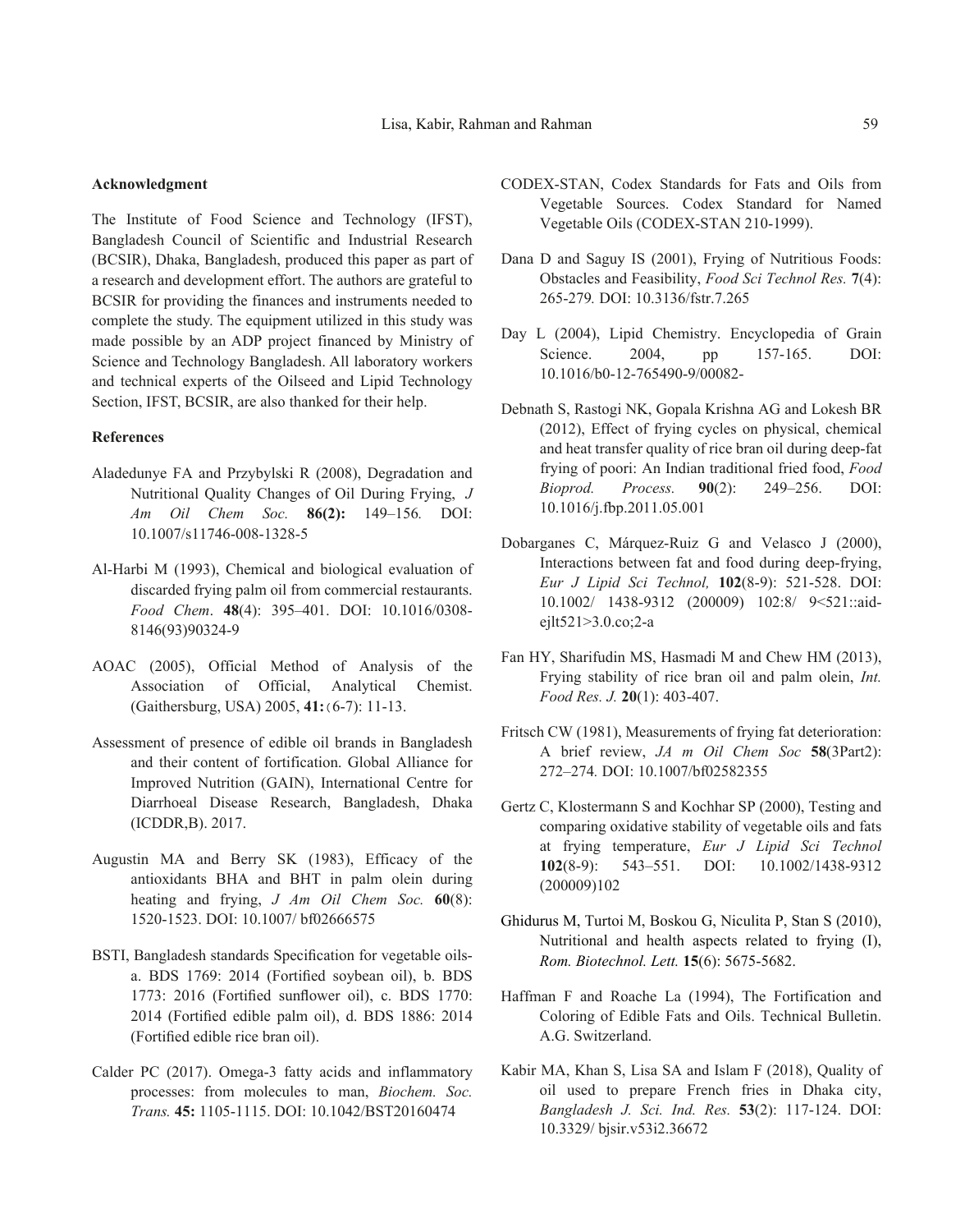### Acknowledgment

The Institute of Food Science and Technology (IFST), Bangladesh Council of Scientific and Industrial Research (BCSIR), Dhaka, Bangladesh, produced this paper as part of a research and development effort. The authors are grateful to BCSIR for providing the finances and instruments needed to complete the study. The equipment utilized in this study was made possible by an ADP project financed by Ministry of Science and Technology Bangladesh. All laboratory workers and technical experts of the Oilseed and Lipid Technology Section, IFST, BCSIR, are also thanked for their help.

### References

Aladedunye FA and Przybylski R (2008), Degradation and Nutritional Quality Changes of Oil During Frying, *J Am Oil Chem Soc.* **86(2):** 149–156. DOI: 10.1007/s11746-008-1328-5

Al-Harbi M (1993), Chemical and biological evaluation of discarded frying palm oil from commercial restaurants. *Food Chem*. **48**(4): 395–401. DOI: 10.1016/0308-8146(93)90324-9

AOAC (2005), Official Method of Analysis of the Association of Official, Analytical Chemist. (Gaithersburg, USA) 2005, **41:**(6-7): 11-13.

Assessment of presence of edible oil brands in Bangladesh and their content of fortification. Global Alliance for Improved Nutrition (GAIN), International Centre for Diarrhoeal Disease Research, Bangladesh, Dhaka (ICDDR,B). 2017.

Augustin MA and Berry SK (1983), Efficacy of the antioxidants BHA and BHT in palm olein during heating and frying, *J Am Oil Chem Soc.* **60**(8): 1520-1523. DOI: 10.1007/ bf02666575

BSTI, Bangladesh standards Specification for vegetable oils- a. BDS 1769: 2014 (Fortified soybean oil), b. BDS 1773: 2016 (Fortified sunflower oil), c. BDS 1770: 2014 (Fortified edible palm oil), d. BDS 1886: 2014 (Fortified edible rice bran oil).

Calder PC (2017). Omega-3 fatty acids and inflammatory processes: from molecules to man, *Biochem. Soc. Trans.* **45:** 1105-1115. DOI: 10.1042/BST20160474

CODEX-STAN, Codex Standards for Fats and Oils from Vegetable Sources. Codex Standard for Named Vegetable Oils (CODEX-STAN 210-1999).

Dana D and Saguy IS (2001), Frying of Nutritious Foods: Obstacles and Feasibility, *Food Sci Technol Res.* **7**(4): 265-279*.* DOI: 10.3136/fstr.7.265

Day L (2004), Lipid Chemistry. Encyclopedia of Grain Science. 2004, pp 157-165. DOI: 10.1016/b0-12-765490-9/00082-

Debnath S, Rastogi NK, Gopala Krishna AG and Lokesh BR (2012), Effect of frying cycles on physical, chemical and heat transfer quality of rice bran oil during deep-fat frying of poori: An Indian traditional fried food, *Food Bioprod. Process.* **90**(2): 249–256. DOI: 10.1016/j.fbp.2011.05.001

Dobarganes C, Márquez-Ruiz G and Velasco J (2000), Interactions between fat and food during deep-frying, *Eur J Lipid Sci Technol,* **102**(8-9): 521-528. DOI: 10.1002/ 1438-9312 (200009) 102:8/ 9<521::aid-ejlt521>3.0.co;2-a

Fan HY, Sharifudin MS, Hasmadi M and Chew HM (2013), Frying stability of rice bran oil and palm olein, *Int. Food Res. J.* **20**(1): 403-407.

Fritsch CW (1981), Measurements of frying fat deterioration: A brief review, *JA m Oil Chem Soc* **58**(3Part2): 272–274. DOI: 10.1007/bf02582355

Gertz C, Klostermann S and Kochhar SP (2000), Testing and comparing oxidative stability of vegetable oils and fats at frying temperature, *Eur J Lipid Sci Technol* **102**(8-9): 543–551. DOI: 10.1002/1438-9312 (200009)102

Ghidurus M, Turtoi M, Boskou G, Niculita P, Stan S (2010), Nutritional and health aspects related to frying (I), *Rom. Biotechnol. Lett.* **15**(6): 5675-5682.

Haffman F and Roache La (1994), The Fortification and Coloring of Edible Fats and Oils. Technical Bulletin. A.G. Switzerland.

Kabir MA, Khan S, Lisa SA and Islam F (2018), Quality of oil used to prepare French fries in Dhaka city, *Bangladesh J. Sci. Ind. Res.* **53**(2): 117-124. DOI: 10.3329/ bjsir.v53i2.36672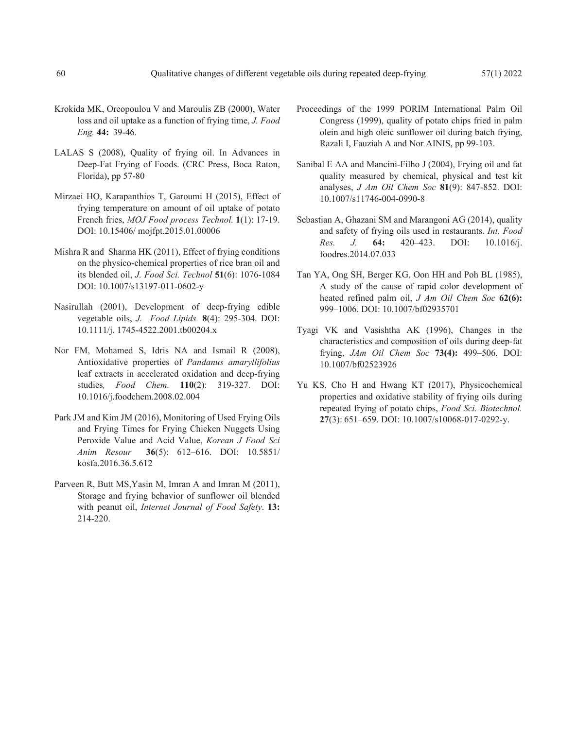Krokida MK, Oreopoulou V and Maroulis ZB (2000), Water loss and oil uptake as a function of frying time, *J. Food Eng.* **44:** 39-46.

LALAS S (2008), Quality of frying oil. In Advances in Deep-Fat Frying of Foods. (CRC Press, Boca Raton, Florida), pp 57-80

Mirzaei HO, Karapanthios T, Garoumi H (2015), Effect of frying temperature on amount of oil uptake of potato French fries, *MOJ Food process Technol.* **1**(1): 17-19. DOI: 10.15406/ mojfpt.2015.01.00006

Mishra R and Sharma HK (2011), Effect of frying conditions on the physico-chemical properties of rice bran oil and its blended oil, *J. Food Sci. Technol* **51**(6): 1076-1084 DOI: 10.1007/s13197-011-0602-y

Nasirullah (2001), Development of deep-frying edible vegetable oils, *J. Food Lipids.* **8**(4): 295-304. DOI: 10.1111/j. 1745-4522.2001.tb00204.x

Nor FM, Mohamed S, Idris NA and Ismail R (2008), Antioxidative properties of *Pandanus amaryllifolius* leaf extracts in accelerated oxidation and deep-frying studies*, Food Chem.* **110**(2): 319-327. DOI: 10.1016/j.foodchem.2008.02.004

Park JM and Kim JM (2016), Monitoring of Used Frying Oils and Frying Times for Frying Chicken Nuggets Using Peroxide Value and Acid Value, *Korean J Food Sci Anim Resour* **36**(5): 612–616. DOI: 10.5851/ kosfa.2016.36.5.612

Parveen R, Butt MS,Yasin M, Imran A and Imran M (2011), Storage and frying behavior of sunflower oil blended with peanut oil, *Internet Journal of Food Safety*. **13:** 214-220.

Proceedings of the 1999 PORIM International Palm Oil Congress (1999), quality of potato chips fried in palm olein and high oleic sunflower oil during batch frying, Razali I, Fauziah A and Nor AINIS, pp 99-103.

Sanibal E AA and Mancini-Filho J (2004), Frying oil and fat quality measured by chemical, physical and test kit analyses, *J Am Oil Chem Soc* **81**(9): 847-852. DOI: 10.1007/s11746-004-0990-8

Sebastian A, Ghazani SM and Marangoni AG (2014), quality and safety of frying oils used in restaurants. *Int. Food Res. J.* **64:** 420–423. DOI: 10.1016/j. foodres.2014.07.033

Tan YA, Ong SH, Berger KG, Oon HH and Poh BL (1985), A study of the cause of rapid color development of heated refined palm oil, *J Am Oil Chem Soc* **62(6):** 999–1006. DOI: 10.1007/bf02935701

Tyagi VK and Vasishtha AK (1996), Changes in the characteristics and composition of oils during deep-fat frying, *JAm Oil Chem Soc* **73(4):** 499–506*.* DOI: 10.1007/bf02523926

Yu KS, Cho H and Hwang KT (2017), Physicochemical properties and oxidative stability of frying oils during repeated frying of potato chips, *Food Sci. Biotechnol.* **27**(3): 651–659. DOI: 10.1007/s10068-017-0292-y.